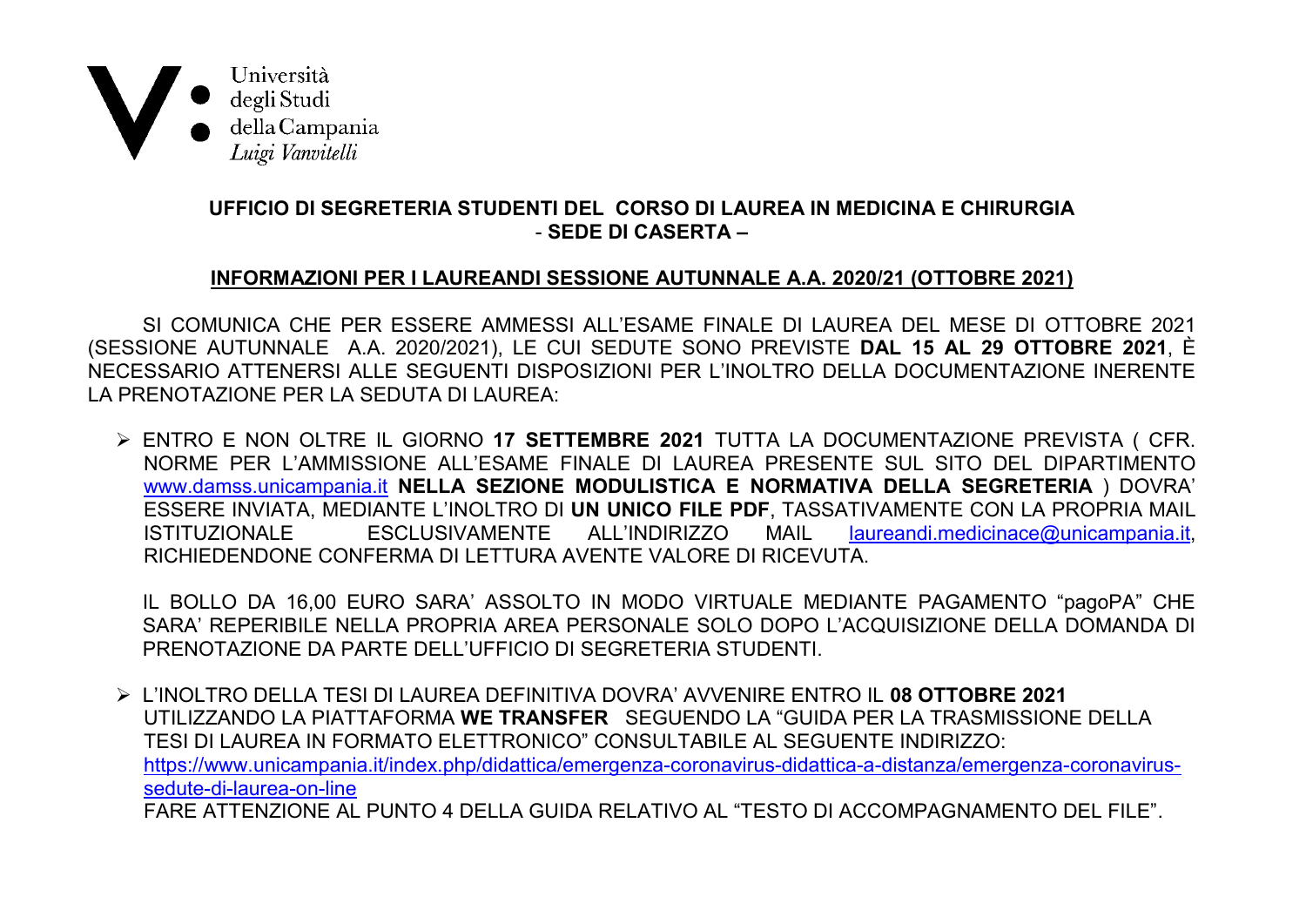Università degli Studi della Campania *Luigi Vanvitelli*

**UFFICIO DI SEGRETERIA STUDENTI DEL CORSO DI LAUREA IN MEDICINA E CHIRURGIA**
**- SEDE DI CASERTA –**

**INFORMAZIONI PER I LAUREANDI SESSIONE AUTUNNALE A.A. 2020/21 (OTTOBRE 2021)**

SI COMUNICA CHE PER ESSERE AMMESSI ALL'ESAME FINALE DI LAUREA DEL MESE DI OTTOBRE 2021 (SESSIONE AUTUNNALE A.A. 2020/2021), LE CUI SEDUTE SONO PREVISTE **DAL 15 AL 29 OTTOBRE 2021**, È NECESSARIO ATTENERSI ALLE SEGUENTI DISPOSIZIONI PER L'INOLTRO DELLA DOCUMENTAZIONE INERENTE LA PRENOTAZIONE PER LA SEDUTA DI LAUREA:

- ENTRO E NON OLTRE IL GIORNO **17 SETTEMBRE 2021** TUTTA LA DOCUMENTAZIONE PREVISTA ( CFR. NORME PER L'AMMISSIONE ALL'ESAME FINALE DI LAUREA PRESENTE SUL SITO DEL DIPARTIMENTO www.damss.unicampania.it **NELLA SEZIONE MODULISTICA E NORMATIVA DELLA SEGRETERIA** ) DOVRA' ESSERE INVIATA, MEDIANTE L'INOLTRO DI **UN UNICO FILE PDF**, TASSATIVAMENTE CON LA PROPRIA MAIL ISTITUZIONALE ESCLUSIVAMENTE ALL'INDIRIZZO MAIL laureandi.medicinace@unicampania.it, RICHIEDENDONE CONFERMA DI LETTURA AVENTE VALORE DI RICEVUTA.

  IL BOLLO DA 16,00 EURO SARA' ASSOLTO IN MODO VIRTUALE MEDIANTE PAGAMENTO "pagoPA" CHE SARA' REPERIBILE NELLA PROPRIA AREA PERSONALE SOLO DOPO L'ACQUISIZIONE DELLA DOMANDA DI PRENOTAZIONE DA PARTE DELL'UFFICIO DI SEGRETERIA STUDENTI.

- L'INOLTRO DELLA TESI DI LAUREA DEFINITIVA DOVRA' AVVENIRE ENTRO IL **08 OTTOBRE 2021** UTILIZZANDO LA PIATTAFORMA **WE TRANSFER** SEGUENDO LA "GUIDA PER LA TRASMISSIONE DELLA TESI DI LAUREA IN FORMATO ELETTRONICO" CONSULTABILE AL SEGUENTE INDIRIZZO: https://www.unicampania.it/index.php/didattica/emergenza-coronavirus-didattica-a-distanza/emergenza-coronavirus-sedute-di-laurea-on-line
  FARE ATTENZIONE AL PUNTO 4 DELLA GUIDA RELATIVO AL "TESTO DI ACCOMPAGNAMENTO DEL FILE".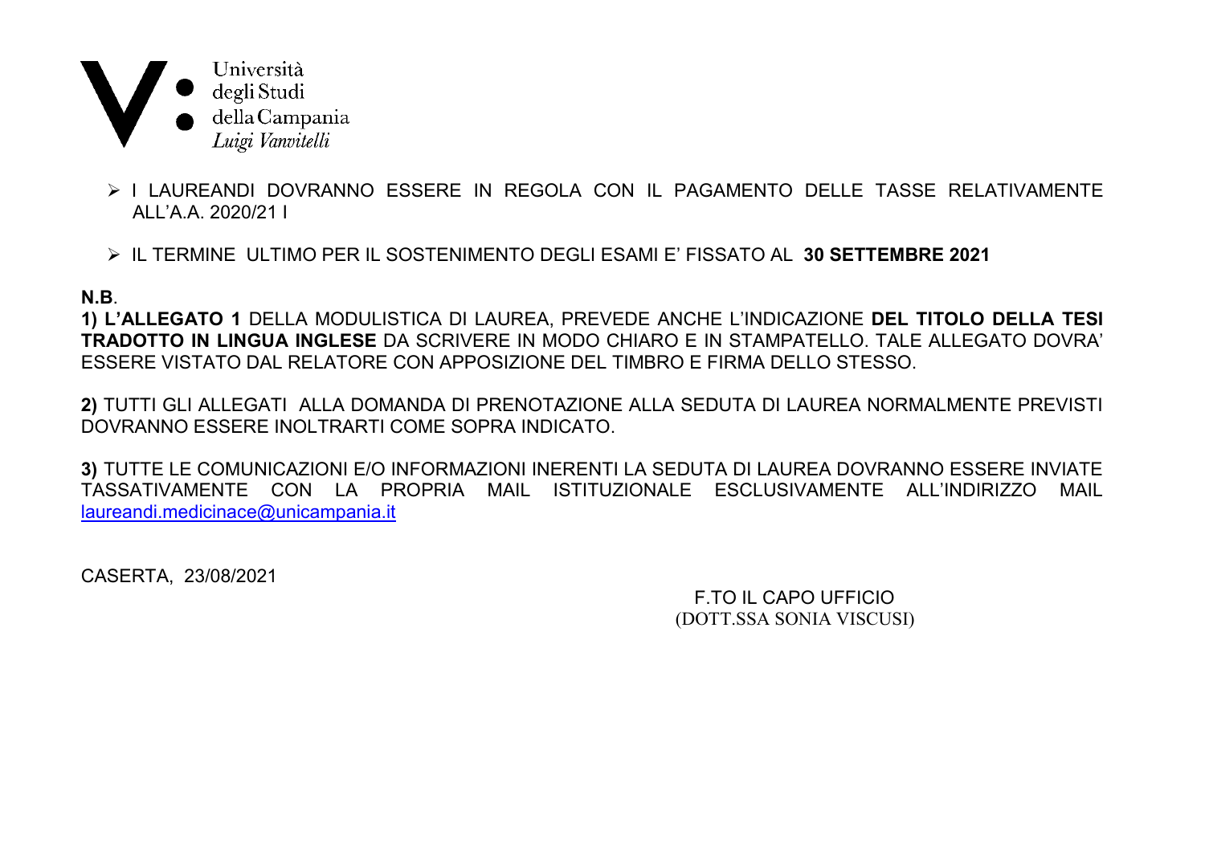Università degli Studi della Campania *Luigi Vanvitelli*

- I LAUREANDI DOVRANNO ESSERE IN REGOLA CON IL PAGAMENTO DELLE TASSE RELATIVAMENTE ALL'A.A. 2020/21 I
- IL TERMINE ULTIMO PER IL SOSTENIMENTO DEGLI ESAMI E' FISSATO AL **30 SETTEMBRE 2021**

**N.B**.

**1) L'ALLEGATO 1** DELLA MODULISTICA DI LAUREA, PREVEDE ANCHE L'INDICAZIONE **DEL TITOLO DELLA TESI TRADOTTO IN LINGUA INGLESE** DA SCRIVERE IN MODO CHIARO E IN STAMPATELLO. TALE ALLEGATO DOVRA' ESSERE VISTATO DAL RELATORE CON APPOSIZIONE DEL TIMBRO E FIRMA DELLO STESSO.

**2)** TUTTI GLI ALLEGATI ALLA DOMANDA DI PRENOTAZIONE ALLA SEDUTA DI LAUREA NORMALMENTE PREVISTI DOVRANNO ESSERE INOLTRARTI COME SOPRA INDICATO.

**3)** TUTTE LE COMUNICAZIONI E/O INFORMAZIONI INERENTI LA SEDUTA DI LAUREA DOVRANNO ESSERE INVIATE TASSATIVAMENTE CON LA PROPRIA MAIL ISTITUZIONALE ESCLUSIVAMENTE ALL'INDIRIZZO MAIL laureandi.medicinace@unicampania.it

CASERTA, 23/08/2021

F.TO IL CAPO UFFICIO
(DOTT.SSA SONIA VISCUSI)